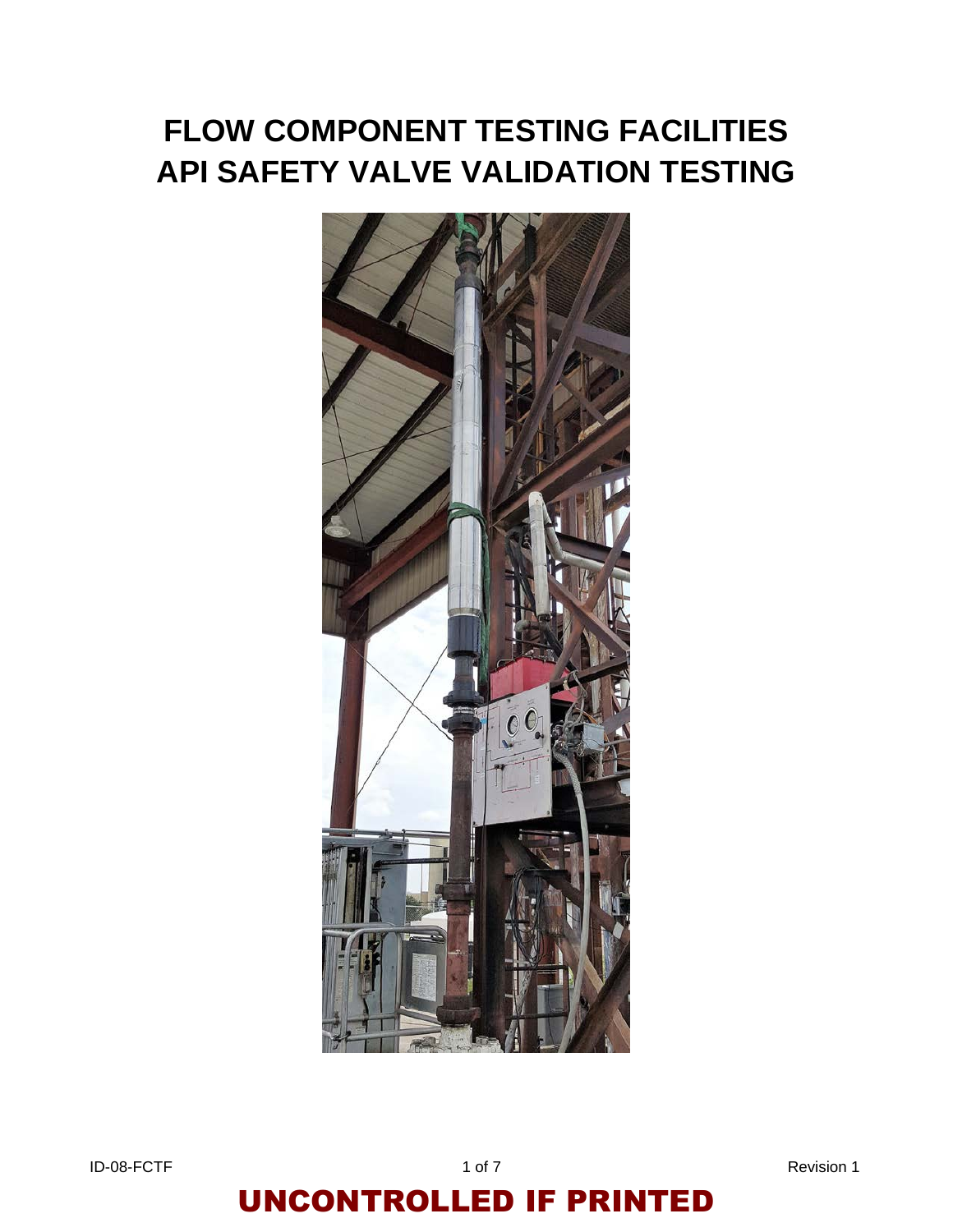# FLOW COMPONENT TESTING FACILITIES
# API SAFETY VALVE VALIDATION TESTING

UNCONTROLLED IF PRINTED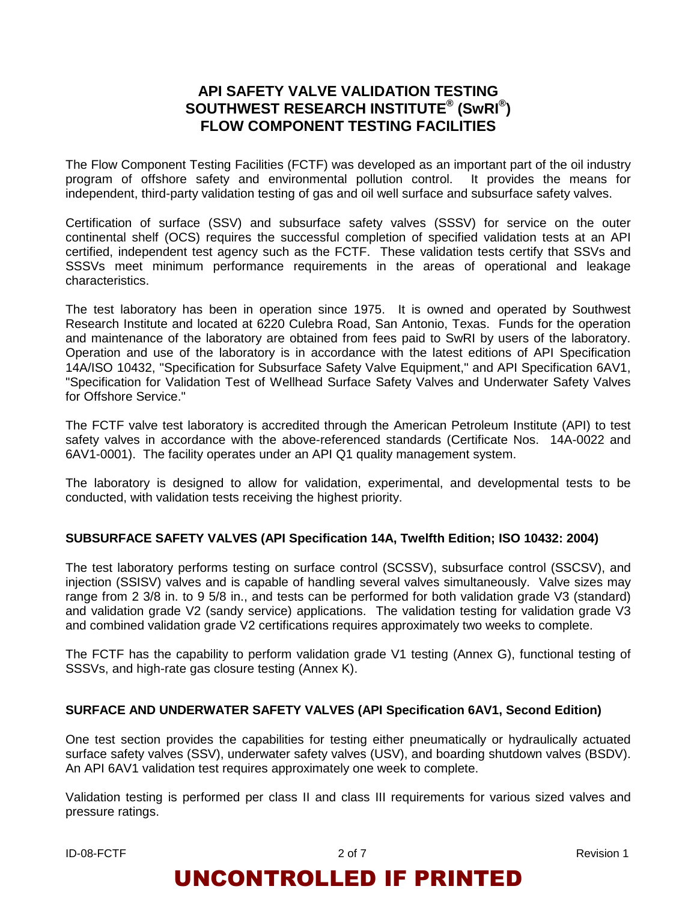# API SAFETY VALVE VALIDATION TESTING
# SOUTHWEST RESEARCH INSTITUTE® (SwRI®)
# FLOW COMPONENT TESTING FACILITIES

The Flow Component Testing Facilities (FCTF) was developed as an important part of the oil industry program of offshore safety and environmental pollution control. It provides the means for independent, third-party validation testing of gas and oil well surface and subsurface safety valves.

Certification of surface (SSV) and subsurface safety valves (SSSV) for service on the outer continental shelf (OCS) requires the successful completion of specified validation tests at an API certified, independent test agency such as the FCTF. These validation tests certify that SSVs and SSSVs meet minimum performance requirements in the areas of operational and leakage characteristics.

The test laboratory has been in operation since 1975. It is owned and operated by Southwest Research Institute and located at 6220 Culebra Road, San Antonio, Texas. Funds for the operation and maintenance of the laboratory are obtained from fees paid to SwRI by users of the laboratory. Operation and use of the laboratory is in accordance with the latest editions of API Specification 14A/ISO 10432, "Specification for Subsurface Safety Valve Equipment," and API Specification 6AV1, "Specification for Validation Test of Wellhead Surface Safety Valves and Underwater Safety Valves for Offshore Service."

The FCTF valve test laboratory is accredited through the American Petroleum Institute (API) to test safety valves in accordance with the above-referenced standards (Certificate Nos. 14A-0022 and 6AV1-0001). The facility operates under an API Q1 quality management system.

The laboratory is designed to allow for validation, experimental, and developmental tests to be conducted, with validation tests receiving the highest priority.

### SUBSURFACE SAFETY VALVES (API Specification 14A, Twelfth Edition; ISO 10432: 2004)

The test laboratory performs testing on surface control (SCSSV), subsurface control (SSCSV), and injection (SSISV) valves and is capable of handling several valves simultaneously. Valve sizes may range from 2 3/8 in. to 9 5/8 in., and tests can be performed for both validation grade V3 (standard) and validation grade V2 (sandy service) applications. The validation testing for validation grade V3 and combined validation grade V2 certifications requires approximately two weeks to complete.

The FCTF has the capability to perform validation grade V1 testing (Annex G), functional testing of SSSVs, and high-rate gas closure testing (Annex K).

### SURFACE AND UNDERWATER SAFETY VALVES (API Specification 6AV1, Second Edition)

One test section provides the capabilities for testing either pneumatically or hydraulically actuated surface safety valves (SSV), underwater safety valves (USV), and boarding shutdown valves (BSDV). An API 6AV1 validation test requires approximately one week to complete.

Validation testing is performed per class II and class III requirements for various sized valves and pressure ratings.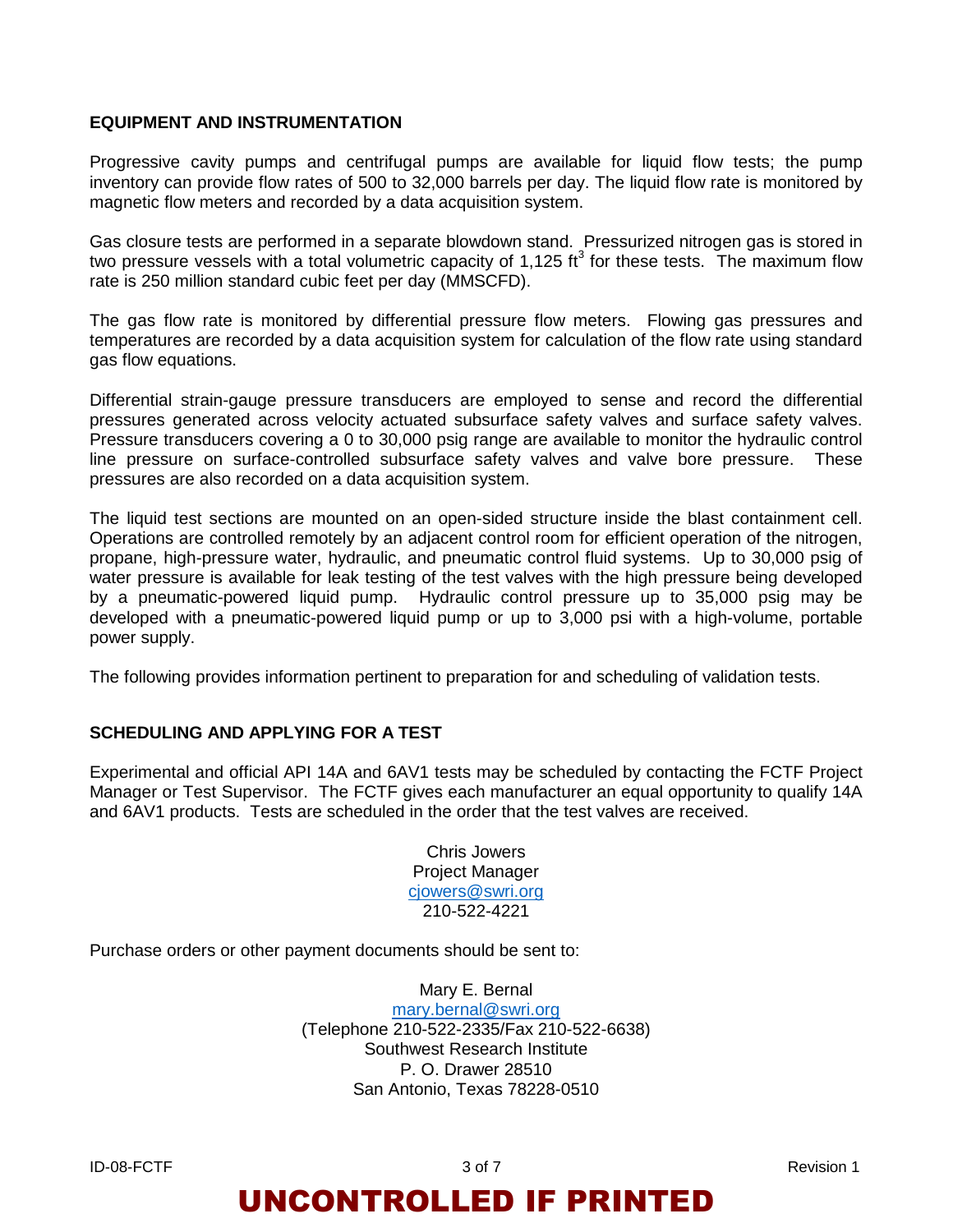## EQUIPMENT AND INSTRUMENTATION

Progressive cavity pumps and centrifugal pumps are available for liquid flow tests; the pump inventory can provide flow rates of 500 to 32,000 barrels per day. The liquid flow rate is monitored by magnetic flow meters and recorded by a data acquisition system.

Gas closure tests are performed in a separate blowdown stand. Pressurized nitrogen gas is stored in two pressure vessels with a total volumetric capacity of 1,125 $ft^3$ for these tests. The maximum flow rate is 250 million standard cubic feet per day (MMSCFD).

The gas flow rate is monitored by differential pressure flow meters. Flowing gas pressures and temperatures are recorded by a data acquisition system for calculation of the flow rate using standard gas flow equations.

Differential strain-gauge pressure transducers are employed to sense and record the differential pressures generated across velocity actuated subsurface safety valves and surface safety valves. Pressure transducers covering a 0 to 30,000 psig range are available to monitor the hydraulic control line pressure on surface-controlled subsurface safety valves and valve bore pressure. These pressures are also recorded on a data acquisition system.

The liquid test sections are mounted on an open-sided structure inside the blast containment cell. Operations are controlled remotely by an adjacent control room for efficient operation of the nitrogen, propane, high-pressure water, hydraulic, and pneumatic control fluid systems. Up to 30,000 psig of water pressure is available for leak testing of the test valves with the high pressure being developed by a pneumatic-powered liquid pump. Hydraulic control pressure up to 35,000 psig may be developed with a pneumatic-powered liquid pump or up to 3,000 psi with a high-volume, portable power supply.

The following provides information pertinent to preparation for and scheduling of validation tests.

## SCHEDULING AND APPLYING FOR A TEST

Experimental and official API 14A and 6AV1 tests may be scheduled by contacting the FCTF Project Manager or Test Supervisor. The FCTF gives each manufacturer an equal opportunity to qualify 14A and 6AV1 products. Tests are scheduled in the order that the test valves are received.

Chris Jowers
Project Manager
cjowers@swri.org
210-522-4221

Purchase orders or other payment documents should be sent to:

Mary E. Bernal
mary.bernal@swri.org
(Telephone 210-522-2335/Fax 210-522-6638)
Southwest Research Institute
P. O. Drawer 28510
San Antonio, Texas 78228-0510

UNCONTROLLED IF PRINTED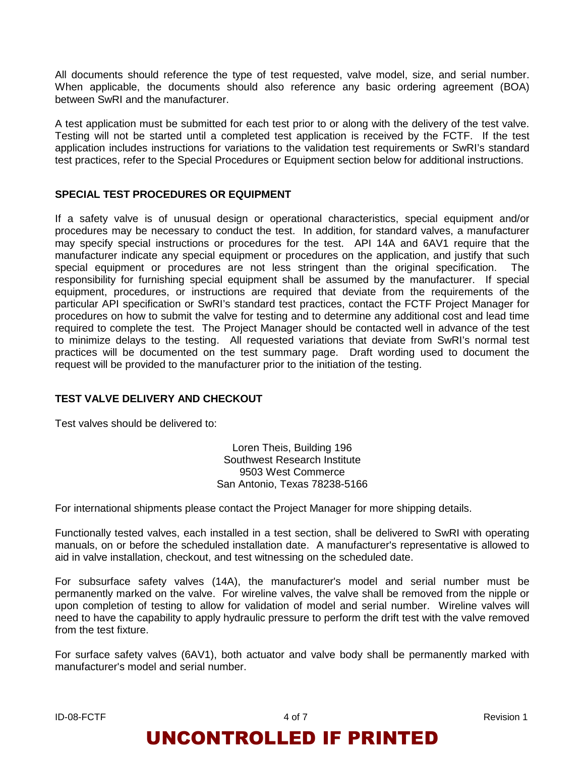All documents should reference the type of test requested, valve model, size, and serial number. When applicable, the documents should also reference any basic ordering agreement (BOA) between SwRI and the manufacturer.

A test application must be submitted for each test prior to or along with the delivery of the test valve. Testing will not be started until a completed test application is received by the FCTF. If the test application includes instructions for variations to the validation test requirements or SwRI's standard test practices, refer to the Special Procedures or Equipment section below for additional instructions.

## SPECIAL TEST PROCEDURES OR EQUIPMENT

If a safety valve is of unusual design or operational characteristics, special equipment and/or procedures may be necessary to conduct the test. In addition, for standard valves, a manufacturer may specify special instructions or procedures for the test. API 14A and 6AV1 require that the manufacturer indicate any special equipment or procedures on the application, and justify that such special equipment or procedures are not less stringent than the original specification. The responsibility for furnishing special equipment shall be assumed by the manufacturer. If special equipment, procedures, or instructions are required that deviate from the requirements of the particular API specification or SwRI's standard test practices, contact the FCTF Project Manager for procedures on how to submit the valve for testing and to determine any additional cost and lead time required to complete the test. The Project Manager should be contacted well in advance of the test to minimize delays to the testing. All requested variations that deviate from SwRI's normal test practices will be documented on the test summary page. Draft wording used to document the request will be provided to the manufacturer prior to the initiation of the testing.

## TEST VALVE DELIVERY AND CHECKOUT

Test valves should be delivered to:

Loren Theis, Building 196
Southwest Research Institute
9503 West Commerce
San Antonio, Texas 78238-5166

For international shipments please contact the Project Manager for more shipping details.

Functionally tested valves, each installed in a test section, shall be delivered to SwRI with operating manuals, on or before the scheduled installation date. A manufacturer's representative is allowed to aid in valve installation, checkout, and test witnessing on the scheduled date.

For subsurface safety valves (14A), the manufacturer's model and serial number must be permanently marked on the valve. For wireline valves, the valve shall be removed from the nipple or upon completion of testing to allow for validation of model and serial number. Wireline valves will need to have the capability to apply hydraulic pressure to perform the drift test with the valve removed from the test fixture.

For surface safety valves (6AV1), both actuator and valve body shall be permanently marked with manufacturer's model and serial number.

UNCONTROLLED IF PRINTED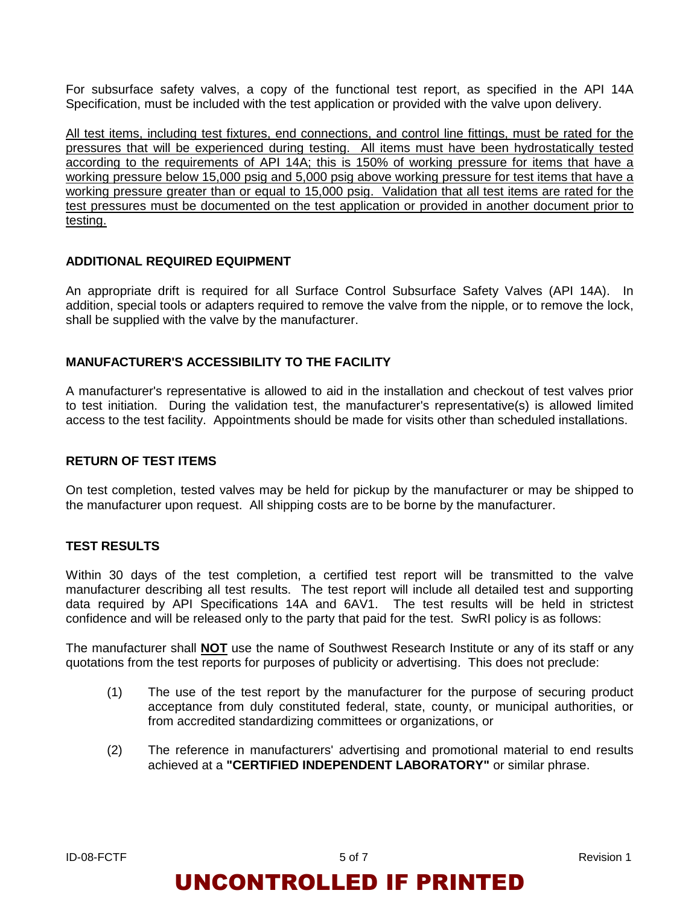For subsurface safety valves, a copy of the functional test report, as specified in the API 14A Specification, must be included with the test application or provided with the valve upon delivery.

<u>All test items, including test fixtures, end connections, and control line fittings, must be rated for the pressures that will be experienced during testing. All items must have been hydrostatically tested according to the requirements of API 14A; this is 150% of working pressure for items that have a working pressure below 15,000 psig and 5,000 psig above working pressure for test items that have a working pressure greater than or equal to 15,000 psig. Validation that all test items are rated for the test pressures must be documented on the test application or provided in another document prior to testing.</u>

## ADDITIONAL REQUIRED EQUIPMENT

An appropriate drift is required for all Surface Control Subsurface Safety Valves (API 14A). In addition, special tools or adapters required to remove the valve from the nipple, or to remove the lock, shall be supplied with the valve by the manufacturer.

## MANUFACTURER'S ACCESSIBILITY TO THE FACILITY

A manufacturer's representative is allowed to aid in the installation and checkout of test valves prior to test initiation. During the validation test, the manufacturer's representative(s) is allowed limited access to the test facility. Appointments should be made for visits other than scheduled installations.

## RETURN OF TEST ITEMS

On test completion, tested valves may be held for pickup by the manufacturer or may be shipped to the manufacturer upon request. All shipping costs are to be borne by the manufacturer.

## TEST RESULTS

Within 30 days of the test completion, a certified test report will be transmitted to the valve manufacturer describing all test results. The test report will include all detailed test and supporting data required by API Specifications 14A and 6AV1. The test results will be held in strictest confidence and will be released only to the party that paid for the test. SwRI policy is as follows:

The manufacturer shall **<u>NOT</u>** use the name of Southwest Research Institute or any of its staff or any quotations from the test reports for purposes of publicity or advertising. This does not preclude:

(1) The use of the test report by the manufacturer for the purpose of securing product acceptance from duly constituted federal, state, county, or municipal authorities, or from accredited standardizing committees or organizations, or

(2) The reference in manufacturers' advertising and promotional material to end results achieved at a **"CERTIFIED INDEPENDENT LABORATORY"** or similar phrase.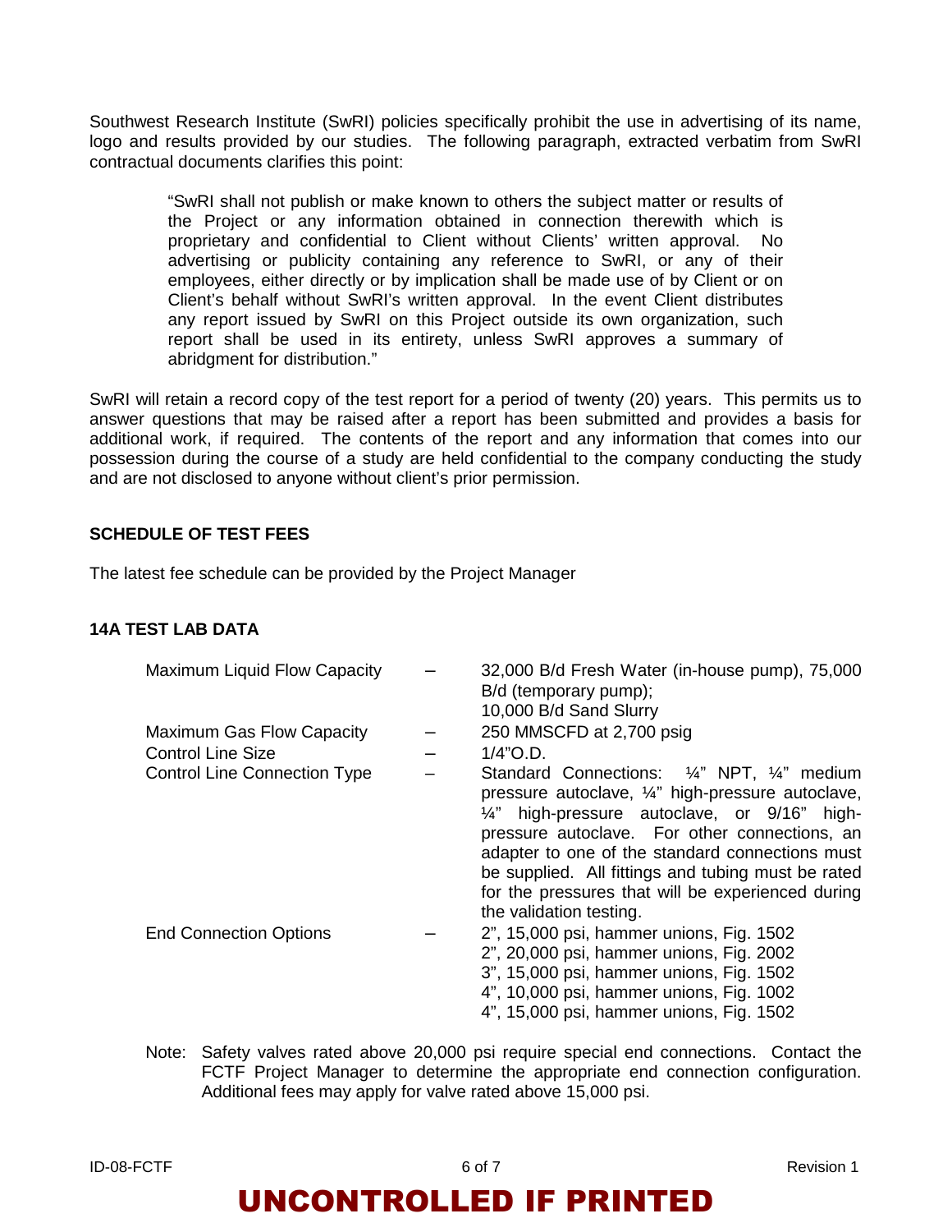Southwest Research Institute (SwRI) policies specifically prohibit the use in advertising of its name, logo and results provided by our studies. The following paragraph, extracted verbatim from SwRI contractual documents clarifies this point:

> "SwRI shall not publish or make known to others the subject matter or results of the Project or any information obtained in connection therewith which is proprietary and confidential to Client without Clients' written approval. No advertising or publicity containing any reference to SwRI, or any of their employees, either directly or by implication shall be made use of by Client or on Client's behalf without SwRI's written approval. In the event Client distributes any report issued by SwRI on this Project outside its own organization, such report shall be used in its entirety, unless SwRI approves a summary of abridgment for distribution."

SwRI will retain a record copy of the test report for a period of twenty (20) years. This permits us to answer questions that may be raised after a report has been submitted and provides a basis for additional work, if required. The contents of the report and any information that comes into our possession during the course of a study are held confidential to the company conducting the study and are not disclosed to anyone without client's prior permission.

**SCHEDULE OF TEST FEES**

The latest fee schedule can be provided by the Project Manager

**14A TEST LAB DATA**

| | | |
|---|---|---|
| Maximum Liquid Flow Capacity | – | 32,000 B/d Fresh Water (in-house pump), 75,000 B/d (temporary pump);<br>10,000 B/d Sand Slurry |
| Maximum Gas Flow Capacity | – | 250 MMSCFD at 2,700 psig |
| Control Line Size | – | 1/4"O.D. |
| Control Line Connection Type | – | Standard Connections: ¼" NPT, ¼" medium pressure autoclave, ¼" high-pressure autoclave, ¼" high-pressure autoclave, or 9/16" high-pressure autoclave. For other connections, an adapter to one of the standard connections must be supplied. All fittings and tubing must be rated for the pressures that will be experienced during the validation testing. |
| End Connection Options | – | 2", 15,000 psi, hammer unions, Fig. 1502<br>2", 20,000 psi, hammer unions, Fig. 2002<br>3", 15,000 psi, hammer unions, Fig. 1502<br>4", 10,000 psi, hammer unions, Fig. 1002<br>4", 15,000 psi, hammer unions, Fig. 1502 |

Note: Safety valves rated above 20,000 psi require special end connections. Contact the FCTF Project Manager to determine the appropriate end connection configuration. Additional fees may apply for valve rated above 15,000 psi.

ID-08-FCTF — Revision 1

**UNCONTROLLED IF PRINTED**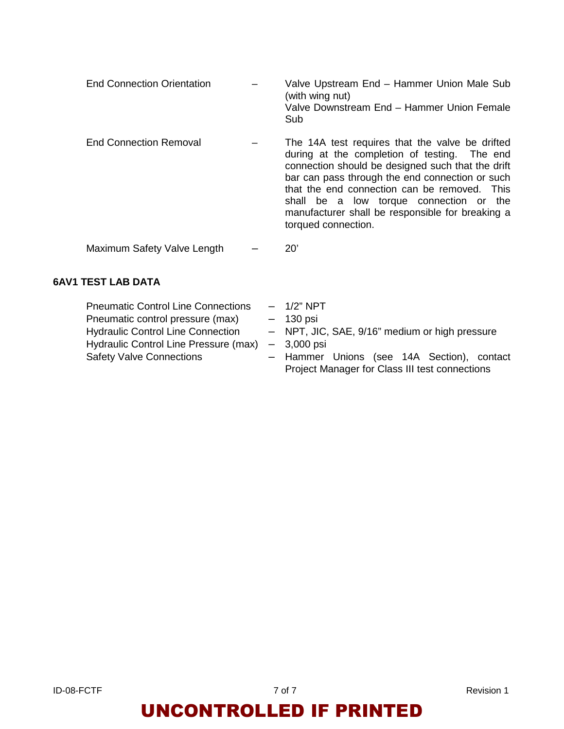| | | |
|---|---|---|
| End Connection Orientation | – | Valve Upstream End – Hammer Union Male Sub (with wing nut)<br>Valve Downstream End – Hammer Union Female Sub |
| End Connection Removal | – | The 14A test requires that the valve be drifted during at the completion of testing. The end connection should be designed such that the drift bar can pass through the end connection or such that the end connection can be removed. This shall be a low torque connection or the manufacturer shall be responsible for breaking a torqued connection. |
| Maximum Safety Valve Length | – | 20' |

**6AV1 TEST LAB DATA**

| | | |
|---|---|---|
| Pneumatic Control Line Connections | – | 1/2" NPT |
| Pneumatic control pressure (max) | – | 130 psi |
| Hydraulic Control Line Connection | – | NPT, JIC, SAE, 9/16" medium or high pressure |
| Hydraulic Control Line Pressure (max) | – | 3,000 psi |
| Safety Valve Connections | – | Hammer Unions (see 14A Section), contact Project Manager for Class III test connections |

UNCONTROLLED IF PRINTED